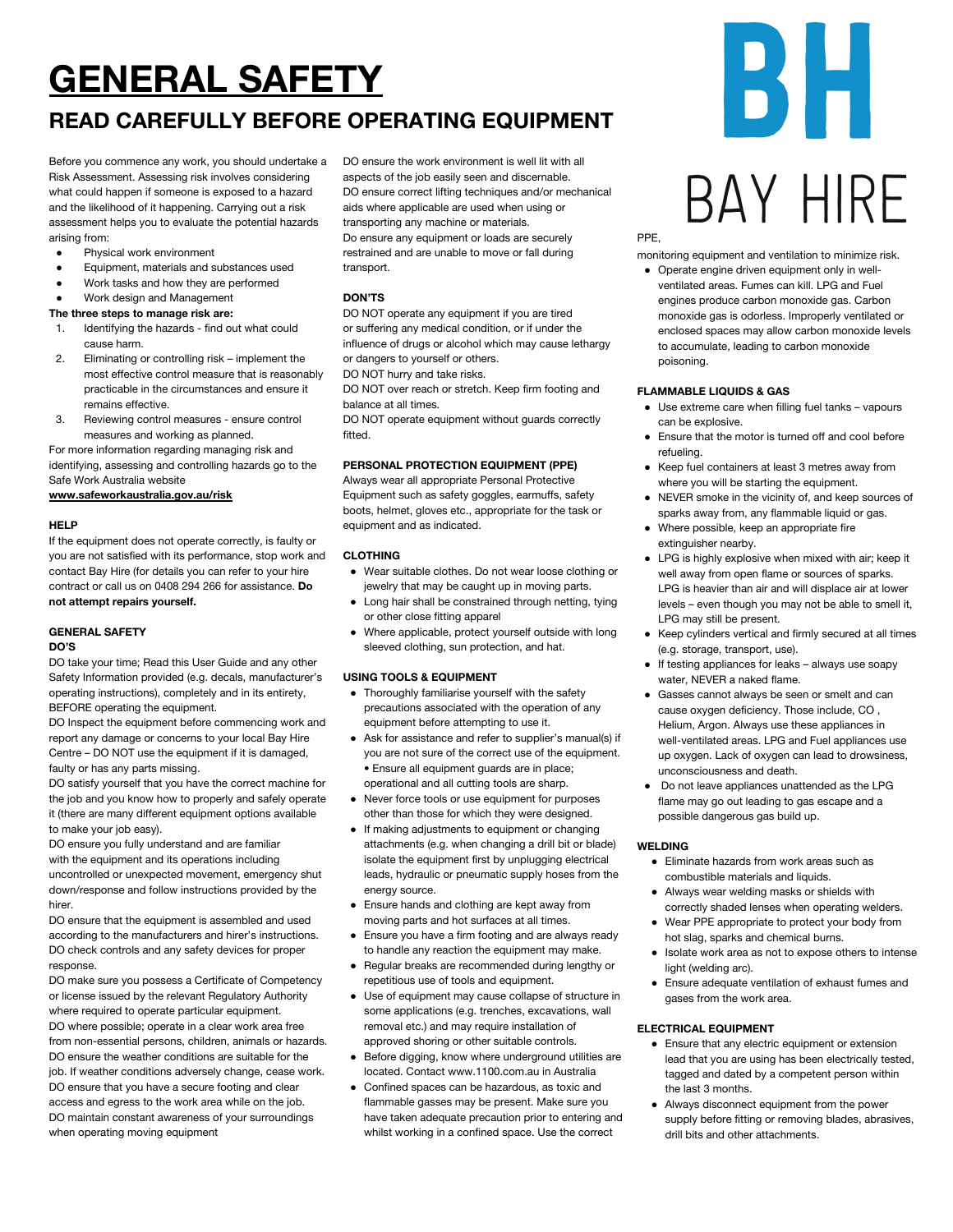# GENERAL SAFETY

## READ CAREFULLY BEFORE OPERATING EQUIPMENT

BH

BAY HIRE

Before you commence any work, you should undertake a Risk Assessment. Assessing risk involves considering what could happen if someone is exposed to a hazard and the likelihood of it happening. Carrying out a risk assessment helps you to evaluate the potential hazards arising from:

- Physical work environment
- Equipment, materials and substances used
- Work tasks and how they are performed
- Work design and Management

**The three steps to manage risk are:**

1. Identifying the hazards - find out what could cause harm.
2. Eliminating or controlling risk – implement the most effective control measure that is reasonably practicable in the circumstances and ensure it remains effective.
3. Reviewing control measures - ensure control measures and working as planned.

For more information regarding managing risk and identifying, assessing and controlling hazards go to the Safe Work Australia website
**www.safeworkaustralia.gov.au/risk**

### HELP

If the equipment does not operate correctly, is faulty or you are not satisfied with its performance, stop work and contact Bay Hire (for details you can refer to your hire contract or call us on 0408 294 266 for assistance. **Do not attempt repairs yourself.**

### GENERAL SAFETY

#### DO'S

DO take your time; Read this User Guide and any other Safety Information provided (e.g. decals, manufacturer's operating instructions), completely and in its entirety, BEFORE operating the equipment.
DO Inspect the equipment before commencing work and report any damage or concerns to your local Bay Hire Centre – DO NOT use the equipment if it is damaged, faulty or has any parts missing.
DO satisfy yourself that you have the correct machine for the job and you know how to properly and safely operate it (there are many different equipment options available to make your job easy).
DO ensure you fully understand and are familiar with the equipment and its operations including uncontrolled or unexpected movement, emergency shut down/response and follow instructions provided by the hirer.
DO ensure that the equipment is assembled and used according to the manufacturers and hirer's instructions.
DO check controls and any safety devices for proper response.
DO make sure you possess a Certificate of Competency or license issued by the relevant Regulatory Authority where required to operate particular equipment.
DO where possible; operate in a clear work area free from non-essential persons, children, animals or hazards.
DO ensure the weather conditions are suitable for the job. If weather conditions adversely change, cease work.
DO ensure that you have a secure footing and clear access and egress to the work area while on the job.
DO maintain constant awareness of your surroundings when operating moving equipment
DO ensure the work environment is well lit with all aspects of the job easily seen and discernable.
DO ensure correct lifting techniques and/or mechanical aids where applicable are used when using or transporting any machine or materials.
Do ensure any equipment or loads are securely restrained and are unable to move or fall during transport.

#### DON'TS

DO NOT operate any equipment if you are tired or suffering any medical condition, or if under the influence of drugs or alcohol which may cause lethargy or dangers to yourself or others.
DO NOT hurry and take risks.
DO NOT over reach or stretch. Keep firm footing and balance at all times.
DO NOT operate equipment without guards correctly fitted.

### PERSONAL PROTECTION EQUIPMENT (PPE)

Always wear all appropriate Personal Protective Equipment such as safety goggles, earmuffs, safety boots, helmet, gloves etc., appropriate for the task or equipment and as indicated.

### CLOTHING

- Wear suitable clothes. Do not wear loose clothing or jewelry that may be caught up in moving parts.
- Long hair shall be constrained through netting, tying or other close fitting apparel
- Where applicable, protect yourself outside with long sleeved clothing, sun protection, and hat.

### USING TOOLS & EQUIPMENT

- Thoroughly familiarise yourself with the safety precautions associated with the operation of any equipment before attempting to use it.
- Ask for assistance and refer to supplier's manual(s) if you are not sure of the correct use of the equipment. • Ensure all equipment guards are in place; operational and all cutting tools are sharp.
- Never force tools or use equipment for purposes other than those for which they were designed.
- If making adjustments to equipment or changing attachments (e.g. when changing a drill bit or blade) isolate the equipment first by unplugging electrical leads, hydraulic or pneumatic supply hoses from the energy source.
- Ensure hands and clothing are kept away from moving parts and hot surfaces at all times.
- Ensure you have a firm footing and are always ready to handle any reaction the equipment may make.
- Regular breaks are recommended during lengthy or repetitious use of tools and equipment.
- Use of equipment may cause collapse of structure in some applications (e.g. trenches, excavations, wall removal etc.) and may require installation of approved shoring or other suitable controls.
- Before digging, know where underground utilities are located. Contact www.1100.com.au in Australia
- Confined spaces can be hazardous, as toxic and flammable gasses may be present. Make sure you have taken adequate precaution prior to entering and whilst working in a confined space. Use the correct PPE, monitoring equipment and ventilation to minimize risk.
- Operate engine driven equipment only in well-ventilated areas. Fumes can kill. LPG and Fuel engines produce carbon monoxide gas. Carbon monoxide gas is odorless. Improperly ventilated or enclosed spaces may allow carbon monoxide levels to accumulate, leading to carbon monoxide poisoning.

### FLAMMABLE LIQUIDS & GAS

- Use extreme care when filling fuel tanks – vapours can be explosive.
- Ensure that the motor is turned off and cool before refueling.
- Keep fuel containers at least 3 metres away from where you will be starting the equipment.
- NEVER smoke in the vicinity of, and keep sources of sparks away from, any flammable liquid or gas.
- Where possible, keep an appropriate fire extinguisher nearby.
- LPG is highly explosive when mixed with air; keep it well away from open flame or sources of sparks. LPG is heavier than air and will displace air at lower levels – even though you may not be able to smell it, LPG may still be present.
- Keep cylinders vertical and firmly secured at all times (e.g. storage, transport, use).
- If testing appliances for leaks – always use soapy water, NEVER a naked flame.
- Gasses cannot always be seen or smelt and can cause oxygen deficiency. Those include, CO , Helium, Argon. Always use these appliances in well-ventilated areas. LPG and Fuel appliances use up oxygen. Lack of oxygen can lead to drowsiness, unconsciousness and death.
- Do not leave appliances unattended as the LPG flame may go out leading to gas escape and a possible dangerous gas build up.

### WELDING

- Eliminate hazards from work areas such as combustible materials and liquids.
- Always wear welding masks or shields with correctly shaded lenses when operating welders.
- Wear PPE appropriate to protect your body from hot slag, sparks and chemical burns.
- Isolate work area as not to expose others to intense light (welding arc).
- Ensure adequate ventilation of exhaust fumes and gases from the work area.

### ELECTRICAL EQUIPMENT

- Ensure that any electric equipment or extension lead that you are using has been electrically tested, tagged and dated by a competent person within the last 3 months.
- Always disconnect equipment from the power supply before fitting or removing blades, abrasives, drill bits and other attachments.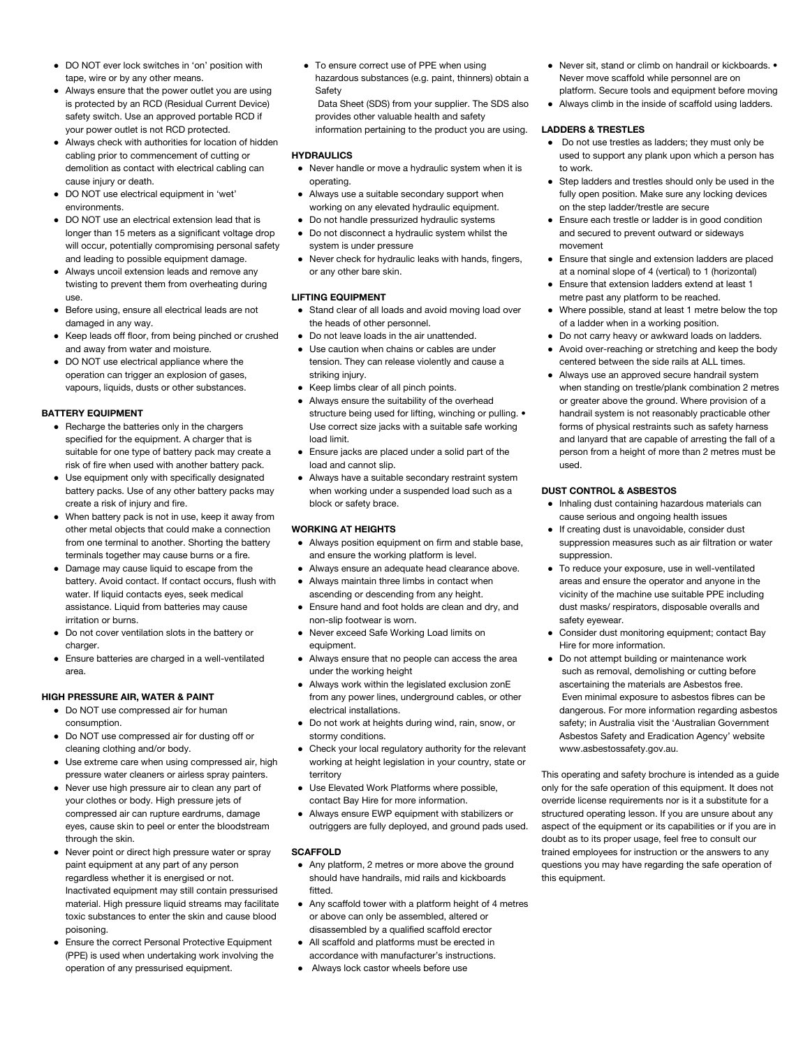- DO NOT ever lock switches in 'on' position with tape, wire or by any other means.
- Always ensure that the power outlet you are using is protected by an RCD (Residual Current Device) safety switch. Use an approved portable RCD if your power outlet is not RCD protected.
- Always check with authorities for location of hidden cabling prior to commencement of cutting or demolition as contact with electrical cabling can cause injury or death.
- DO NOT use electrical equipment in 'wet' environments.
- DO NOT use an electrical extension lead that is longer than 15 meters as a significant voltage drop will occur, potentially compromising personal safety and leading to possible equipment damage.
- Always uncoil extension leads and remove any twisting to prevent them from overheating during use.
- Before using, ensure all electrical leads are not damaged in any way.
- Keep leads off floor, from being pinched or crushed and away from water and moisture.
- DO NOT use electrical appliance where the operation can trigger an explosion of gases, vapours, liquids, dusts or other substances.

**BATTERY EQUIPMENT**

- Recharge the batteries only in the chargers specified for the equipment. A charger that is suitable for one type of battery pack may create a risk of fire when used with another battery pack.
- Use equipment only with specifically designated battery packs. Use of any other battery packs may create a risk of injury and fire.
- When battery pack is not in use, keep it away from other metal objects that could make a connection from one terminal to another. Shorting the battery terminals together may cause burns or a fire.
- Damage may cause liquid to escape from the battery. Avoid contact. If contact occurs, flush with water. If liquid contacts eyes, seek medical assistance. Liquid from batteries may cause irritation or burns.
- Do not cover ventilation slots in the battery or charger.
- Ensure batteries are charged in a well-ventilated area.

**HIGH PRESSURE AIR, WATER & PAINT**

- Do NOT use compressed air for human consumption.
- Do NOT use compressed air for dusting off or cleaning clothing and/or body.
- Use extreme care when using compressed air, high pressure water cleaners or airless spray painters.
- Never use high pressure air to clean any part of your clothes or body. High pressure jets of compressed air can rupture eardrums, damage eyes, cause skin to peel or enter the bloodstream through the skin.
- Never point or direct high pressure water or spray paint equipment at any part of any person regardless whether it is energised or not. Inactivated equipment may still contain pressurised material. High pressure liquid streams may facilitate toxic substances to enter the skin and cause blood poisoning.
- Ensure the correct Personal Protective Equipment (PPE) is used when undertaking work involving the operation of any pressurised equipment.
- To ensure correct use of PPE when using hazardous substances (e.g. paint, thinners) obtain a Safety Data Sheet (SDS) from your supplier. The SDS also provides other valuable health and safety information pertaining to the product you are using.

**HYDRAULICS**

- Never handle or move a hydraulic system when it is operating.
- Always use a suitable secondary support when working on any elevated hydraulic equipment.
- Do not handle pressurized hydraulic systems
- Do not disconnect a hydraulic system whilst the system is under pressure
- Never check for hydraulic leaks with hands, fingers, or any other bare skin.

**LIFTING EQUIPMENT**

- Stand clear of all loads and avoid moving load over the heads of other personnel.
- Do not leave loads in the air unattended.
- Use caution when chains or cables are under tension. They can release violently and cause a striking injury.
- Keep limbs clear of all pinch points.
- Always ensure the suitability of the overhead structure being used for lifting, winching or pulling. • Use correct size jacks with a suitable safe working load limit.
- Ensure jacks are placed under a solid part of the load and cannot slip.
- Always have a suitable secondary restraint system when working under a suspended load such as a block or safety brace.

**WORKING AT HEIGHTS**

- Always position equipment on firm and stable base, and ensure the working platform is level.
- Always ensure an adequate head clearance above.
- Always maintain three limbs in contact when ascending or descending from any height.
- Ensure hand and foot holds are clean and dry, and non-slip footwear is worn.
- Never exceed Safe Working Load limits on equipment.
- Always ensure that no people can access the area under the working height
- Always work within the legislated exclusion zonE from any power lines, underground cables, or other electrical installations.
- Do not work at heights during wind, rain, snow, or stormy conditions.
- Check your local regulatory authority for the relevant working at height legislation in your country, state or territory
- Use Elevated Work Platforms where possible, contact Bay Hire for more information.
- Always ensure EWP equipment with stabilizers or outriggers are fully deployed, and ground pads used.

**SCAFFOLD**

- Any platform, 2 metres or more above the ground should have handrails, mid rails and kickboards fitted.
- Any scaffold tower with a platform height of 4 metres or above can only be assembled, altered or disassembled by a qualified scaffold erector
- All scaffold and platforms must be erected in accordance with manufacturer's instructions.
- Always lock castor wheels before use
- Never sit, stand or climb on handrail or kickboards. • Never move scaffold while personnel are on platform. Secure tools and equipment before moving
- Always climb in the inside of scaffold using ladders.

**LADDERS & TRESTLES**

- Do not use trestles as ladders; they must only be used to support any plank upon which a person has to work.
- Step ladders and trestles should only be used in the fully open position. Make sure any locking devices on the step ladder/trestle are secure
- Ensure each trestle or ladder is in good condition and secured to prevent outward or sideways movement
- Ensure that single and extension ladders are placed at a nominal slope of 4 (vertical) to 1 (horizontal)
- Ensure that extension ladders extend at least 1 metre past any platform to be reached.
- Where possible, stand at least 1 metre below the top of a ladder when in a working position.
- Do not carry heavy or awkward loads on ladders.
- Avoid over-reaching or stretching and keep the body centered between the side rails at ALL times.
- Always use an approved secure handrail system when standing on trestle/plank combination 2 metres or greater above the ground. Where provision of a handrail system is not reasonably practicable other forms of physical restraints such as safety harness and lanyard that are capable of arresting the fall of a person from a height of more than 2 metres must be used.

**DUST CONTROL & ASBESTOS**

- Inhaling dust containing hazardous materials can cause serious and ongoing health issues
- If creating dust is unavoidable, consider dust suppression measures such as air filtration or water suppression.
- To reduce your exposure, use in well-ventilated areas and ensure the operator and anyone in the vicinity of the machine use suitable PPE including dust masks/ respirators, disposable overalls and safety eyewear.
- Consider dust monitoring equipment; contact Bay Hire for more information.
- Do not attempt building or maintenance work such as removal, demolishing or cutting before ascertaining the materials are Asbestos free. Even minimal exposure to asbestos fibres can be dangerous. For more information regarding asbestos safety; in Australia visit the 'Australian Government Asbestos Safety and Eradication Agency' website www.asbestossafety.gov.au.

This operating and safety brochure is intended as a guide only for the safe operation of this equipment. It does not override license requirements nor is it a substitute for a structured operating lesson. If you are unsure about any aspect of the equipment or its capabilities or if you are in doubt as to its proper usage, feel free to consult our trained employees for instruction or the answers to any questions you may have regarding the safe operation of this equipment.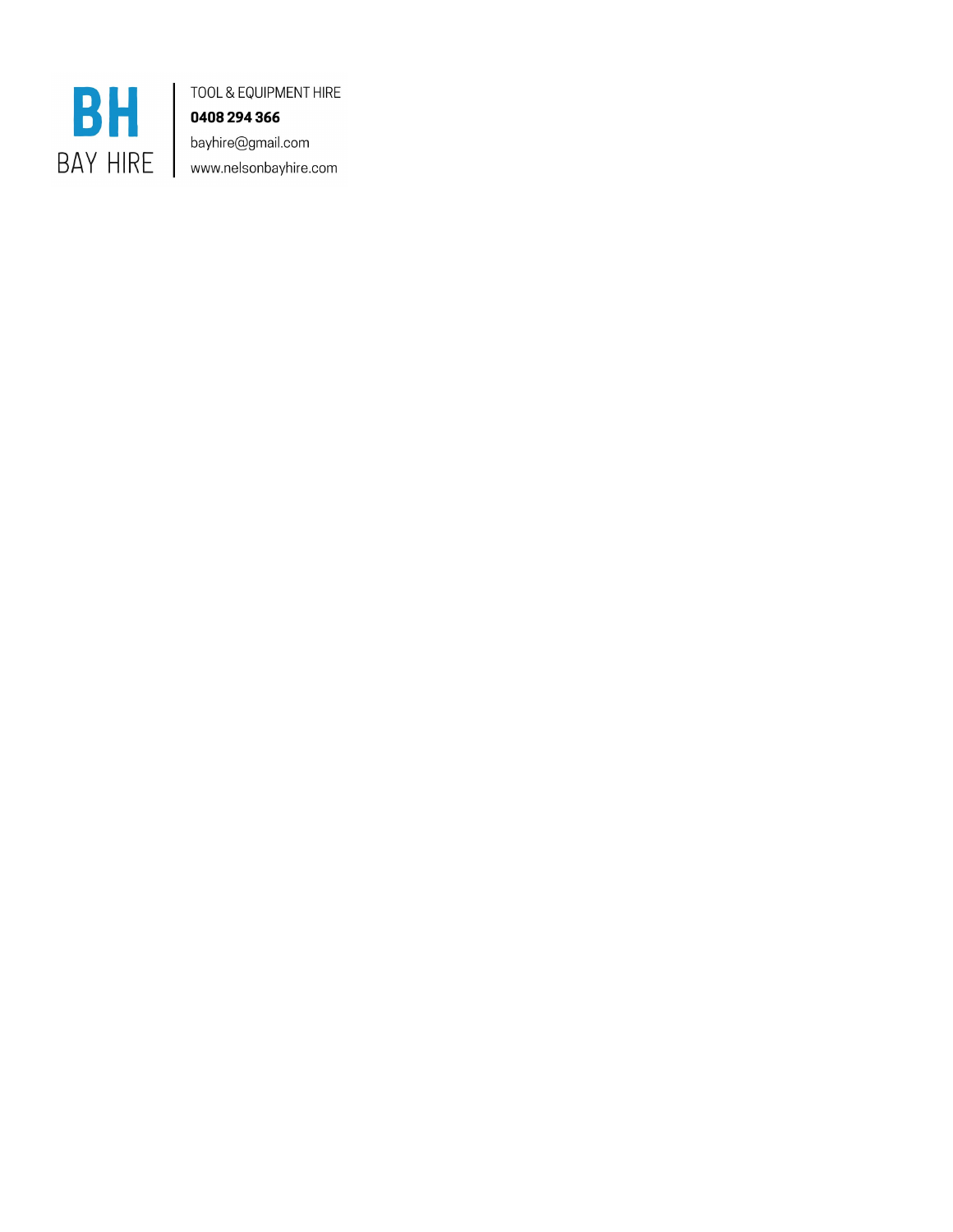BH

BAY HIRE

TOOL & EQUIPMENT HIRE

**0408 294 366**

bayhire@gmail.com

www.nelsonbayhire.com